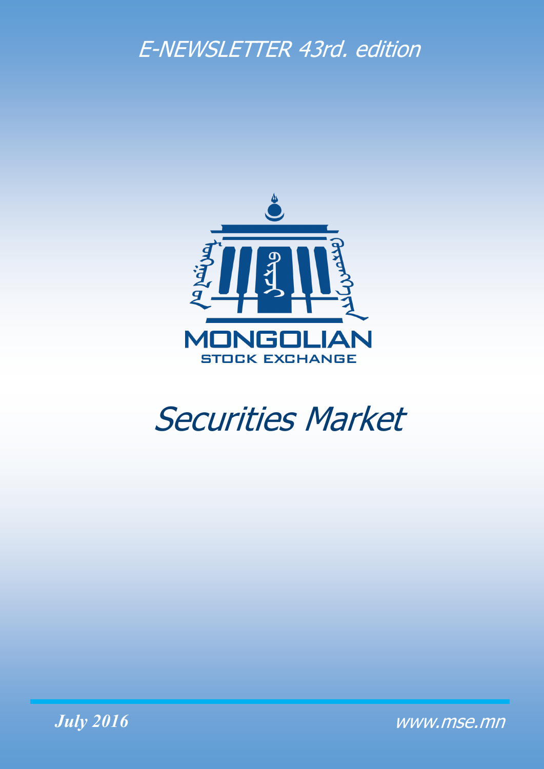E-NEWSLETTER 43rd. edition

MONGOLIAN STOCK EXCHANGE

# Securities Market

*July 2016*

www.mse.mn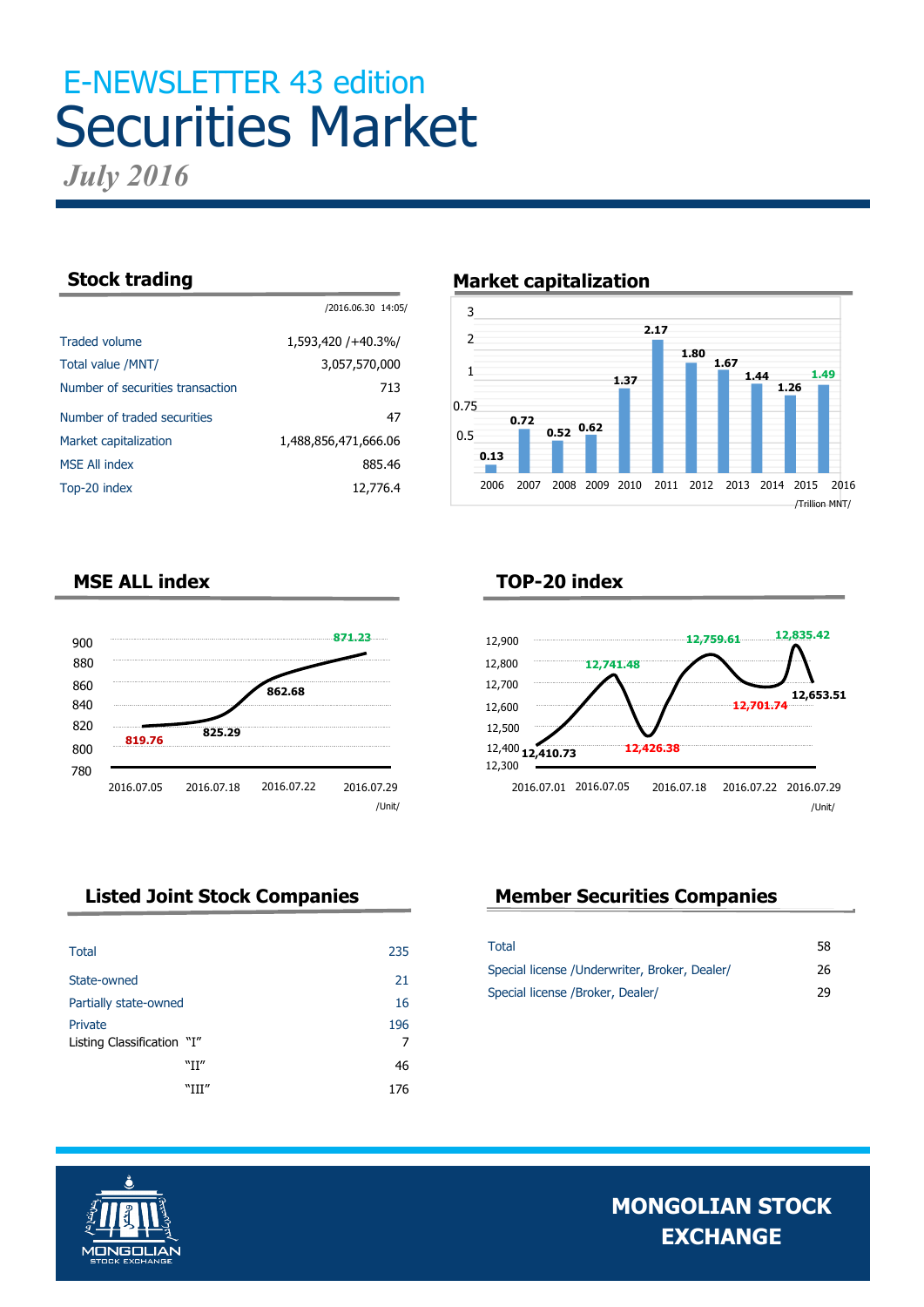# E-NEWSLETTER 43 edition

# Securities Market

*July 2016*

## Stock trading

/2016.06.30 14:05/

| | |
|---|---|
| Traded volume | 1,593,420 /+40.3%/ |
| Total value /MNT/ | 3,057,570,000 |
| Number of securities transaction | 713 |
| Number of traded securities | 47 |
| Market capitalization | 1,488,856,471,666.06 |
| MSE All index | 885.46 |
| Top-20 index | 12,776.4 |

## Market capitalization

| Year | 2006 | 2007 | 2008 | 2009 | 2010 | 2011 | 2012 | 2013 | 2014 | 2015 | 2016 |
|---|---|---|---|---|---|---|---|---|---|---|---|
| Value | 0.13 | 0.72 | 0.52 | 0.62 | 1.37 | 2.17 | 1.80 | 1.67 | 1.44 | 1.26 | 1.49 |

/Trillion MNT/

## MSE ALL index

| Date | 2016.07.05 | 2016.07.18 | 2016.07.22 | 2016.07.29 |
|---|---|---|---|---|
| Value | 819.76 | 825.29 | 862.68 | 871.23 |

/Unit/

## TOP-20 index

Values shown: 12,410.73; 12,741.48; 12,426.38; 12,759.61; 12,701.74; 12,835.42; 12,653.51

Dates: 2016.07.01, 2016.07.05, 2016.07.18, 2016.07.22, 2016.07.29

/Unit/

## Listed Joint Stock Companies

| | |
|---|---|
| Total | 235 |
| State-owned | 21 |
| Partially state-owned | 16 |
| Private | 196 |
| Listing Classification "I" | 7 |
| "II" | 46 |
| "III" | 176 |

## Member Securities Companies

| | |
|---|---|
| Total | 58 |
| Special license /Underwriter, Broker, Dealer/ | 26 |
| Special license /Broker, Dealer/ | 29 |

MONGOLIAN STOCK EXCHANGE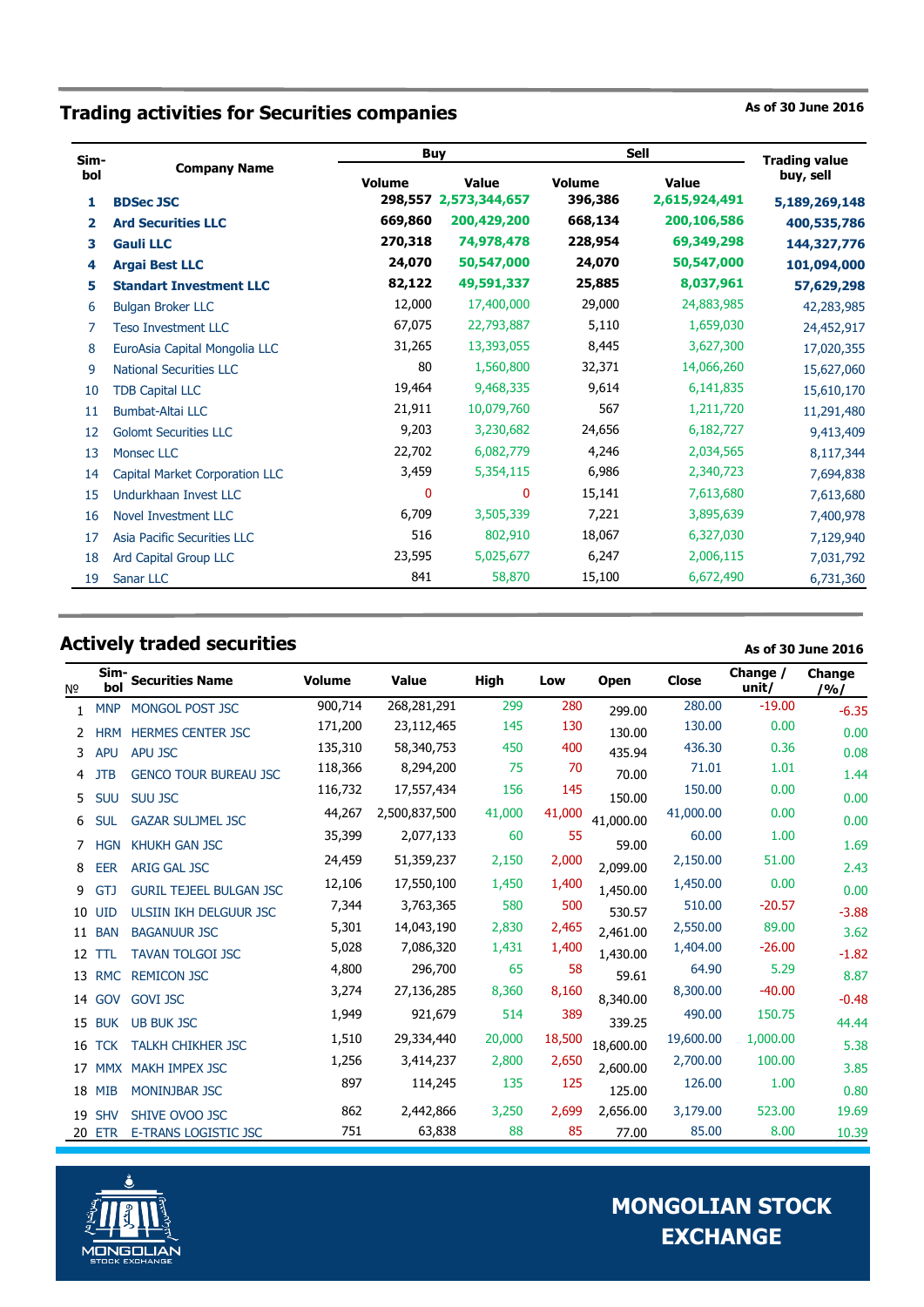## Trading activities for Securities companies

As of 30 June 2016

| Sim-bol | Company Name | Buy | | Sell | | Trading value buy, sell |
|---|---|---|---|---|---|---|
| | | Volume | Value | Volume | Value | |
| 1 | **BDSec JSC** | **298,557** | **2,573,344,657** | **396,386** | **2,615,924,491** | **5,189,269,148** |
| 2 | **Ard Securities LLC** | **669,860** | **200,429,200** | **668,134** | **200,106,586** | **400,535,786** |
| 3 | **Gauli LLC** | **270,318** | **74,978,478** | **228,954** | **69,349,298** | **144,327,776** |
| 4 | **Argai Best LLC** | **24,070** | **50,547,000** | **24,070** | **50,547,000** | **101,094,000** |
| 5 | **Standart Investment LLC** | **82,122** | **49,591,337** | **25,885** | **8,037,961** | **57,629,298** |
| 6 | Bulgan Broker LLC | 12,000 | 17,400,000 | 29,000 | 24,883,985 | 42,283,985 |
| 7 | Teso Investment LLC | 67,075 | 22,793,887 | 5,110 | 1,659,030 | 24,452,917 |
| 8 | EuroAsia Capital Mongolia LLC | 31,265 | 13,393,055 | 8,445 | 3,627,300 | 17,020,355 |
| 9 | National Securities LLC | 80 | 1,560,800 | 32,371 | 14,066,260 | 15,627,060 |
| 10 | TDB Capital LLC | 19,464 | 9,468,335 | 9,614 | 6,141,835 | 15,610,170 |
| 11 | Bumbat-Altai LLC | 21,911 | 10,079,760 | 567 | 1,211,720 | 11,291,480 |
| 12 | Golomt Securities LLC | 9,203 | 3,230,682 | 24,656 | 6,182,727 | 9,413,409 |
| 13 | Monsec LLC | 22,702 | 6,082,779 | 4,246 | 2,034,565 | 8,117,344 |
| 14 | Capital Market Corporation LLC | 3,459 | 5,354,115 | 6,986 | 2,340,723 | 7,694,838 |
| 15 | Undurkhaan Invest LLC | 0 | 0 | 15,141 | 7,613,680 | 7,613,680 |
| 16 | Novel Investment LLC | 6,709 | 3,505,339 | 7,221 | 3,895,639 | 7,400,978 |
| 17 | Asia Pacific Securities LLC | 516 | 802,910 | 18,067 | 6,327,030 | 7,129,940 |
| 18 | Ard Capital Group LLC | 23,595 | 5,025,677 | 6,247 | 2,006,115 | 7,031,792 |
| 19 | Sanar LLC | 841 | 58,870 | 15,100 | 6,672,490 | 6,731,360 |

## Actively traded securities

As of 30 June 2016

| № | Sim-bol | Securities Name | Volume | Value | High | Low | Open | Close | Change / unit/ | Change /%/ |
|---|---|---|---|---|---|---|---|---|---|---|
| 1 | MNP | MONGOL POST JSC | 900,714 | 268,281,291 | 299 | 280 | 299.00 | 280.00 | -19.00 | -6.35 |
| 2 | HRM | HERMES CENTER JSC | 171,200 | 23,112,465 | 145 | 130 | 130.00 | 130.00 | 0.00 | 0.00 |
| 3 | APU | APU JSC | 135,310 | 58,340,753 | 450 | 400 | 435.94 | 436.30 | 0.36 | 0.08 |
| 4 | JTB | GENCO TOUR BUREAU JSC | 118,366 | 8,294,200 | 75 | 70 | 70.00 | 71.01 | 1.01 | 1.44 |
| 5 | SUU | SUU JSC | 116,732 | 17,557,434 | 156 | 145 | 150.00 | 150.00 | 0.00 | 0.00 |
| 6 | SUL | GAZAR SULJMEL JSC | 44,267 | 2,500,837,500 | 41,000 | 41,000 | 41,000.00 | 41,000.00 | 0.00 | 0.00 |
| 7 | HGN | KHUKH GAN JSC | 35,399 | 2,077,133 | 60 | 55 | 59.00 | 60.00 | 1.00 | 1.69 |
| 8 | EER | ARIG GAL JSC | 24,459 | 51,359,237 | 2,150 | 2,000 | 2,099.00 | 2,150.00 | 51.00 | 2.43 |
| 9 | GTJ | GURIL TEJEEL BULGAN JSC | 12,106 | 17,550,100 | 1,450 | 1,400 | 1,450.00 | 1,450.00 | 0.00 | 0.00 |
| 10 | UID | ULSIIN IKH DELGUUR JSC | 7,344 | 3,763,365 | 580 | 500 | 530.57 | 510.00 | -20.57 | -3.88 |
| 11 | BAN | BAGANUUR JSC | 5,301 | 14,043,190 | 2,830 | 2,465 | 2,461.00 | 2,550.00 | 89.00 | 3.62 |
| 12 | TTL | TAVAN TOLGOI JSC | 5,028 | 7,086,320 | 1,431 | 1,400 | 1,430.00 | 1,404.00 | -26.00 | -1.82 |
| 13 | RMC | REMICON JSC | 4,800 | 296,700 | 65 | 58 | 59.61 | 64.90 | 5.29 | 8.87 |
| 14 | GOV | GOVI JSC | 3,274 | 27,136,285 | 8,360 | 8,160 | 8,340.00 | 8,300.00 | -40.00 | -0.48 |
| 15 | BUK | UB BUK JSC | 1,949 | 921,679 | 514 | 389 | 339.25 | 490.00 | 150.75 | 44.44 |
| 16 | TCK | TALKH CHIKHER JSC | 1,510 | 29,334,440 | 20,000 | 18,500 | 18,600.00 | 19,600.00 | 1,000.00 | 5.38 |
| 17 | MMX | MAKH IMPEX JSC | 1,256 | 3,414,237 | 2,800 | 2,650 | 2,600.00 | 2,700.00 | 100.00 | 3.85 |
| 18 | MIB | MONINJBAR JSC | 897 | 114,245 | 135 | 125 | 125.00 | 126.00 | 1.00 | 0.80 |
| 19 | SHV | SHIVE OVOO JSC | 862 | 2,442,866 | 3,250 | 2,699 | 2,656.00 | 3,179.00 | 523.00 | 19.69 |
| 20 | ETR | E-TRANS LOGISTIC JSC | 751 | 63,838 | 88 | 85 | 77.00 | 85.00 | 8.00 | 10.39 |

MONGOLIAN STOCK EXCHANGE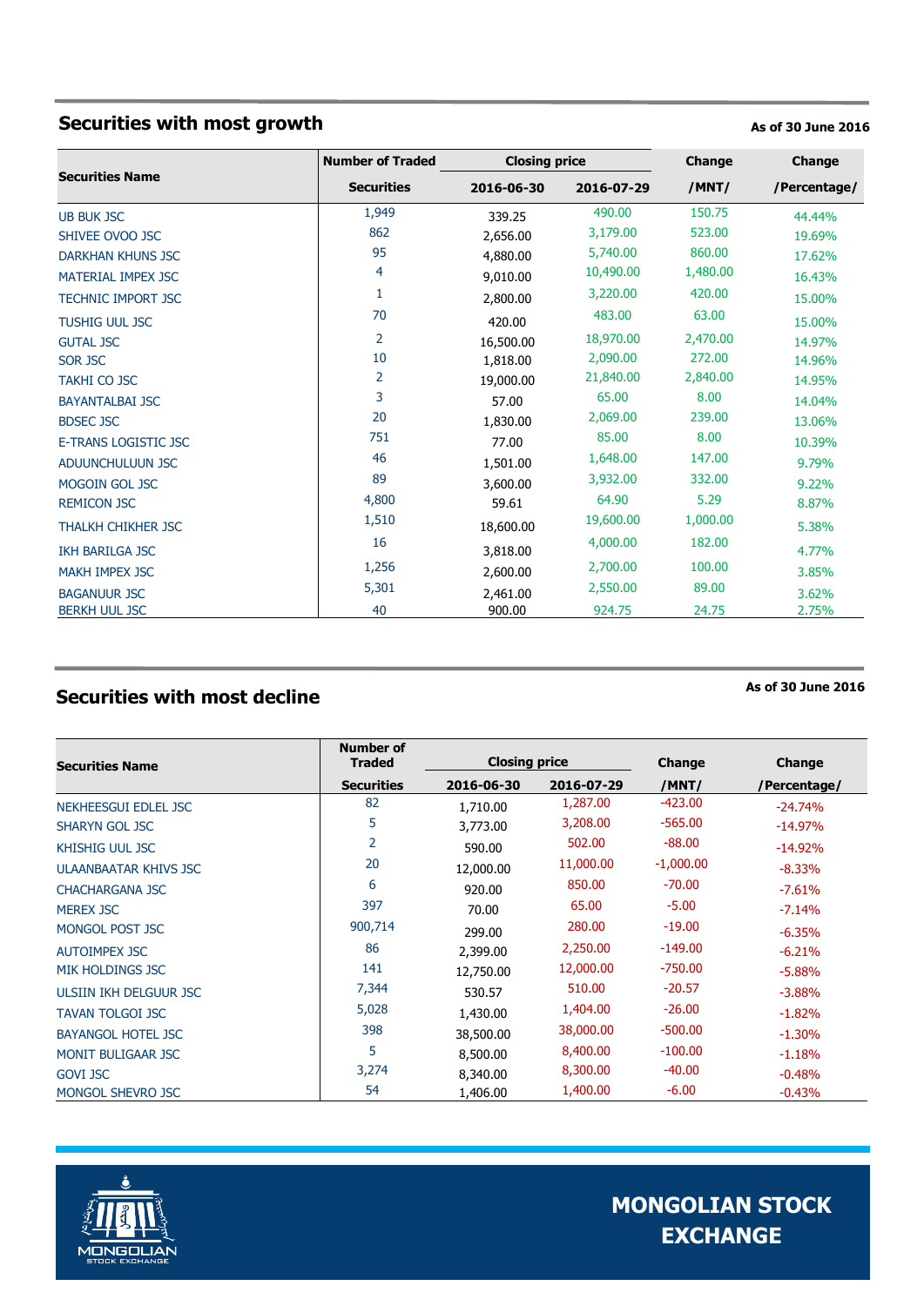## Securities with most growth

**As of 30 June 2016**

| Securities Name | Number of Traded Securities | Closing price 2016-06-30 | Closing price 2016-07-29 | Change /MNT/ | Change /Percentage/ |
|---|---|---|---|---|---|
| UB BUK JSC | 1,949 | 339.25 | 490.00 | 150.75 | 44.44% |
| SHIVEE OVOO JSC | 862 | 2,656.00 | 3,179.00 | 523.00 | 19.69% |
| DARKHAN KHUNS JSC | 95 | 4,880.00 | 5,740.00 | 860.00 | 17.62% |
| MATERIAL IMPEX JSC | 4 | 9,010.00 | 10,490.00 | 1,480.00 | 16.43% |
| TECHNIC IMPORT JSC | 1 | 2,800.00 | 3,220.00 | 420.00 | 15.00% |
| TUSHIG UUL JSC | 70 | 420.00 | 483.00 | 63.00 | 15.00% |
| GUTAL JSC | 2 | 16,500.00 | 18,970.00 | 2,470.00 | 14.97% |
| SOR JSC | 10 | 1,818.00 | 2,090.00 | 272.00 | 14.96% |
| TAKHI CO JSC | 2 | 19,000.00 | 21,840.00 | 2,840.00 | 14.95% |
| BAYANTALBAI JSC | 3 | 57.00 | 65.00 | 8.00 | 14.04% |
| BDSEC JSC | 20 | 1,830.00 | 2,069.00 | 239.00 | 13.06% |
| E-TRANS LOGISTIC JSC | 751 | 77.00 | 85.00 | 8.00 | 10.39% |
| ADUUNCHULUUN JSC | 46 | 1,501.00 | 1,648.00 | 147.00 | 9.79% |
| MOGOIN GOL JSC | 89 | 3,600.00 | 3,932.00 | 332.00 | 9.22% |
| REMICON JSC | 4,800 | 59.61 | 64.90 | 5.29 | 8.87% |
| THALKH CHIKHER JSC | 1,510 | 18,600.00 | 19,600.00 | 1,000.00 | 5.38% |
| IKH BARILGA JSC | 16 | 3,818.00 | 4,000.00 | 182.00 | 4.77% |
| MAKH IMPEX JSC | 1,256 | 2,600.00 | 2,700.00 | 100.00 | 3.85% |
| BAGANUUR JSC | 5,301 | 2,461.00 | 2,550.00 | 89.00 | 3.62% |
| BERKH UUL JSC | 40 | 900.00 | 924.75 | 24.75 | 2.75% |

## Securities with most decline

**As of 30 June 2016**

| Securities Name | Number of Traded Securities | Closing price 2016-06-30 | Closing price 2016-07-29 | Change /MNT/ | Change /Percentage/ |
|---|---|---|---|---|---|
| NEKHEESGUI EDLEL JSC | 82 | 1,710.00 | 1,287.00 | -423.00 | -24.74% |
| SHARYN GOL JSC | 5 | 3,773.00 | 3,208.00 | -565.00 | -14.97% |
| KHISHIG UUL JSC | 2 | 590.00 | 502.00 | -88.00 | -14.92% |
| ULAANBAATAR KHIVS JSC | 20 | 12,000.00 | 11,000.00 | -1,000.00 | -8.33% |
| CHACHARGANA JSC | 6 | 920.00 | 850.00 | -70.00 | -7.61% |
| MEREX JSC | 397 | 70.00 | 65.00 | -5.00 | -7.14% |
| MONGOL POST JSC | 900,714 | 299.00 | 280.00 | -19.00 | -6.35% |
| AUTOIMPEX JSC | 86 | 2,399.00 | 2,250.00 | -149.00 | -6.21% |
| MIK HOLDINGS JSC | 141 | 12,750.00 | 12,000.00 | -750.00 | -5.88% |
| ULSIIN IKH DELGUUR JSC | 7,344 | 530.57 | 510.00 | -20.57 | -3.88% |
| TAVAN TOLGOI JSC | 5,028 | 1,430.00 | 1,404.00 | -26.00 | -1.82% |
| BAYANGOL HOTEL JSC | 398 | 38,500.00 | 38,000.00 | -500.00 | -1.30% |
| MONIT BULIGAAR JSC | 5 | 8,500.00 | 8,400.00 | -100.00 | -1.18% |
| GOVI JSC | 3,274 | 8,340.00 | 8,300.00 | -40.00 | -0.48% |
| MONGOL SHEVRO JSC | 54 | 1,406.00 | 1,400.00 | -6.00 | -0.43% |

**MONGOLIAN STOCK EXCHANGE**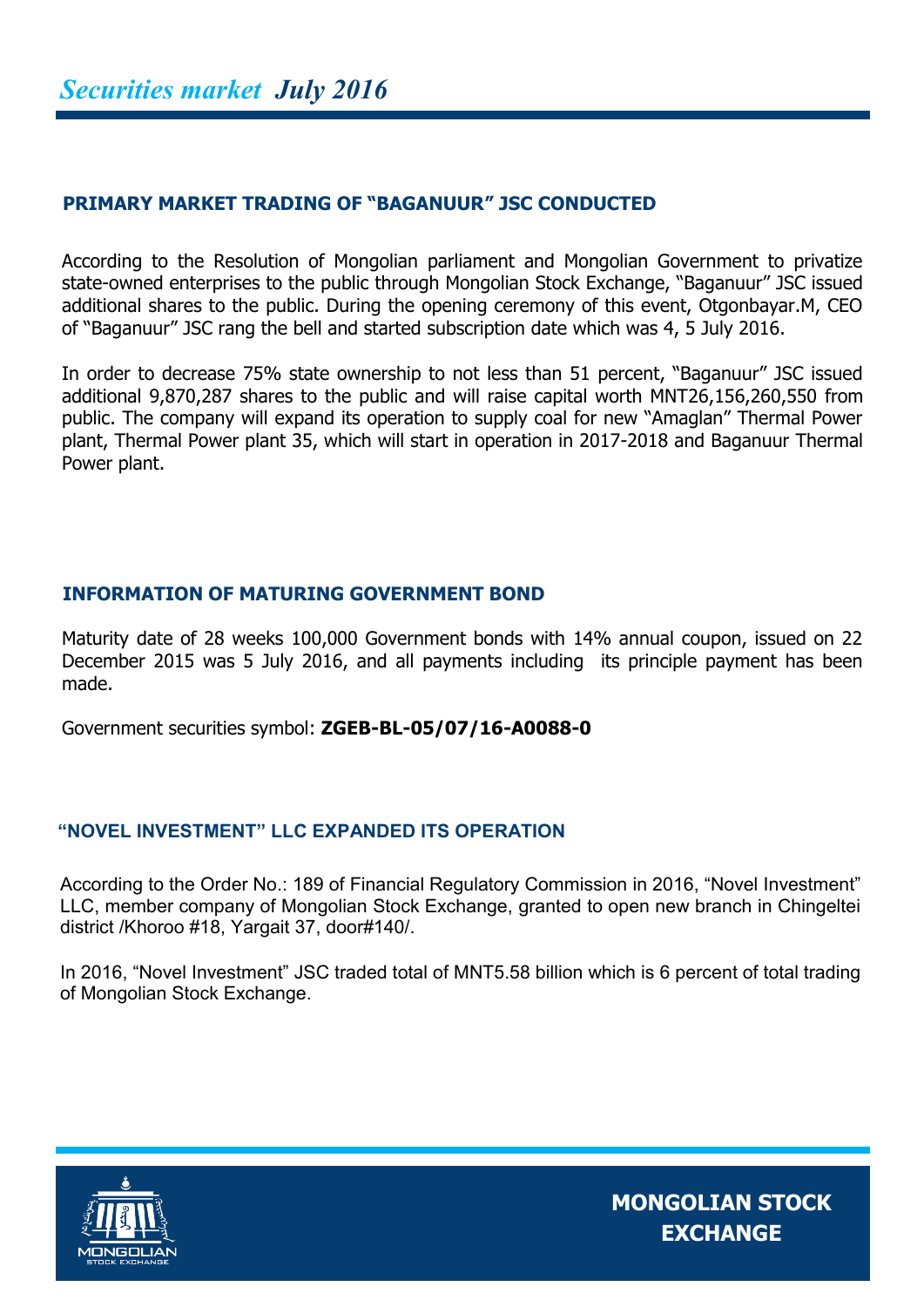# *Securities market July 2016*

## PRIMARY MARKET TRADING OF "BAGANUUR" JSC CONDUCTED

According to the Resolution of Mongolian parliament and Mongolian Government to privatize state-owned enterprises to the public through Mongolian Stock Exchange, "Baganuur" JSC issued additional shares to the public. During the opening ceremony of this event, Otgonbayar.M, CEO of "Baganuur" JSC rang the bell and started subscription date which was 4, 5 July 2016.

In order to decrease 75% state ownership to not less than 51 percent, "Baganuur" JSC issued additional 9,870,287 shares to the public and will raise capital worth MNT26,156,260,550 from public. The company will expand its operation to supply coal for new "Amaglan" Thermal Power plant, Thermal Power plant 35, which will start in operation in 2017-2018 and Baganuur Thermal Power plant.

## INFORMATION OF MATURING GOVERNMENT BOND

Maturity date of 28 weeks 100,000 Government bonds with 14% annual coupon, issued on 22 December 2015 was 5 July 2016, and all payments including its principle payment has been made.

Government securities symbol: **ZGEB-BL-05/07/16-A0088-0**

## "NOVEL INVESTMENT" LLC EXPANDED ITS OPERATION

According to the Order No.: 189 of Financial Regulatory Commission in 2016, "Novel Investment" LLC, member company of Mongolian Stock Exchange, granted to open new branch in Chingeltei district /Khoroo #18, Yargait 37, door#140/.

In 2016, "Novel Investment" JSC traded total of MNT5.58 billion which is 6 percent of total trading of Mongolian Stock Exchange.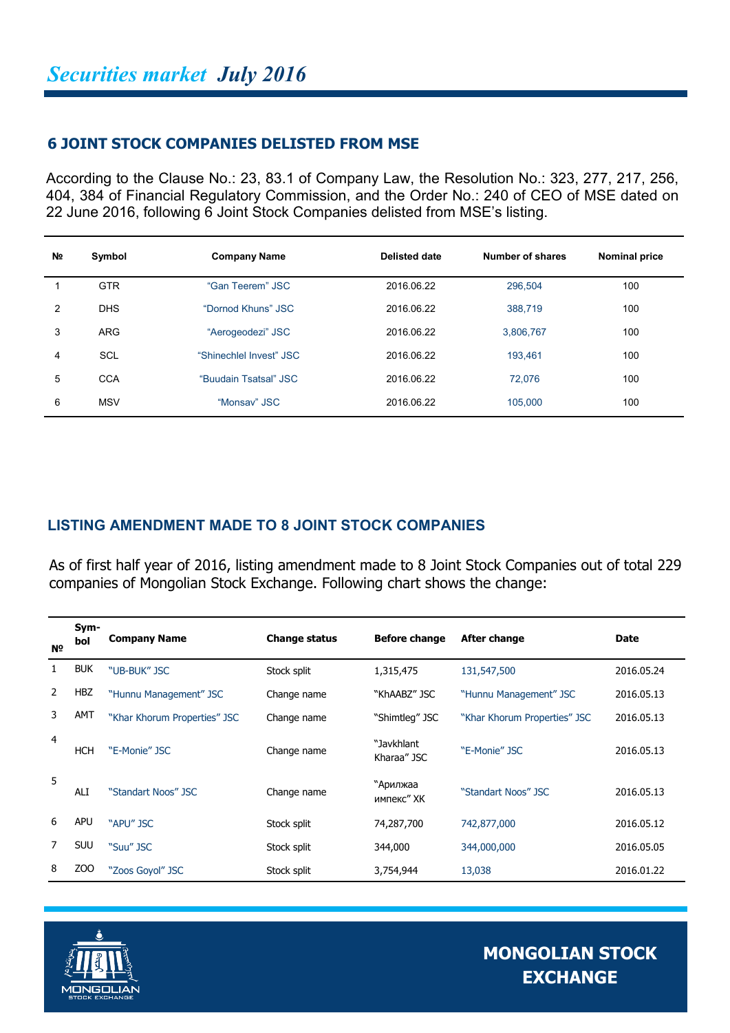# *Securities market July 2016*

## 6 JOINT STOCK COMPANIES DELISTED FROM MSE

According to the Clause No.: 23, 83.1 of Company Law, the Resolution No.: 323, 277, 217, 256, 404, 384 of Financial Regulatory Commission, and the Order No.: 240 of CEO of MSE dated on 22 June 2016, following 6 Joint Stock Companies delisted from MSE's listing.

| № | Symbol | Company Name | Delisted date | Number of shares | Nominal price |
|---|---|---|---|---|---|
| 1 | GTR | "Gan Teerem" JSC | 2016.06.22 | 296,504 | 100 |
| 2 | DHS | "Dornod Khuns" JSC | 2016.06.22 | 388,719 | 100 |
| 3 | ARG | "Aerogeodezi" JSC | 2016.06.22 | 3,806,767 | 100 |
| 4 | SCL | "Shinechlel Invest" JSC | 2016.06.22 | 193,461 | 100 |
| 5 | CCA | "Buudain Tsatsal" JSC | 2016.06.22 | 72,076 | 100 |
| 6 | MSV | "Monsav" JSC | 2016.06.22 | 105,000 | 100 |

## LISTING AMENDMENT MADE TO 8 JOINT STOCK COMPANIES

As of first half year of 2016, listing amendment made to 8 Joint Stock Companies out of total 229 companies of Mongolian Stock Exchange. Following chart shows the change:

| № | Symbol | Company Name | Change status | Before change | After change | Date |
|---|---|---|---|---|---|---|
| 1 | BUK | "UB-BUK" JSC | Stock split | 1,315,475 | 131,547,500 | 2016.05.24 |
| 2 | HBZ | "Hunnu Management" JSC | Change name | "KhAABZ" JSC | "Hunnu Management" JSC | 2016.05.13 |
| 3 | AMT | "Khar Khorum Properties" JSC | Change name | "Shimtleg" JSC | "Khar Khorum Properties" JSC | 2016.05.13 |
| 4 | HCH | "E-Monie" JSC | Change name | "Javkhlant Kharaa" JSC | "E-Monie" JSC | 2016.05.13 |
| 5 | ALI | "Standart Noos" JSC | Change name | "Арилжаа импекс" ХК | "Standart Noos" JSC | 2016.05.13 |
| 6 | APU | "APU" JSC | Stock split | 74,287,700 | 742,877,000 | 2016.05.12 |
| 7 | SUU | "Suu" JSC | Stock split | 344,000 | 344,000,000 | 2016.05.05 |
| 8 | ZOO | "Zoos Goyol" JSC | Stock split | 3,754,944 | 13,038 | 2016.01.22 |

MONGOLIAN STOCK EXCHANGE